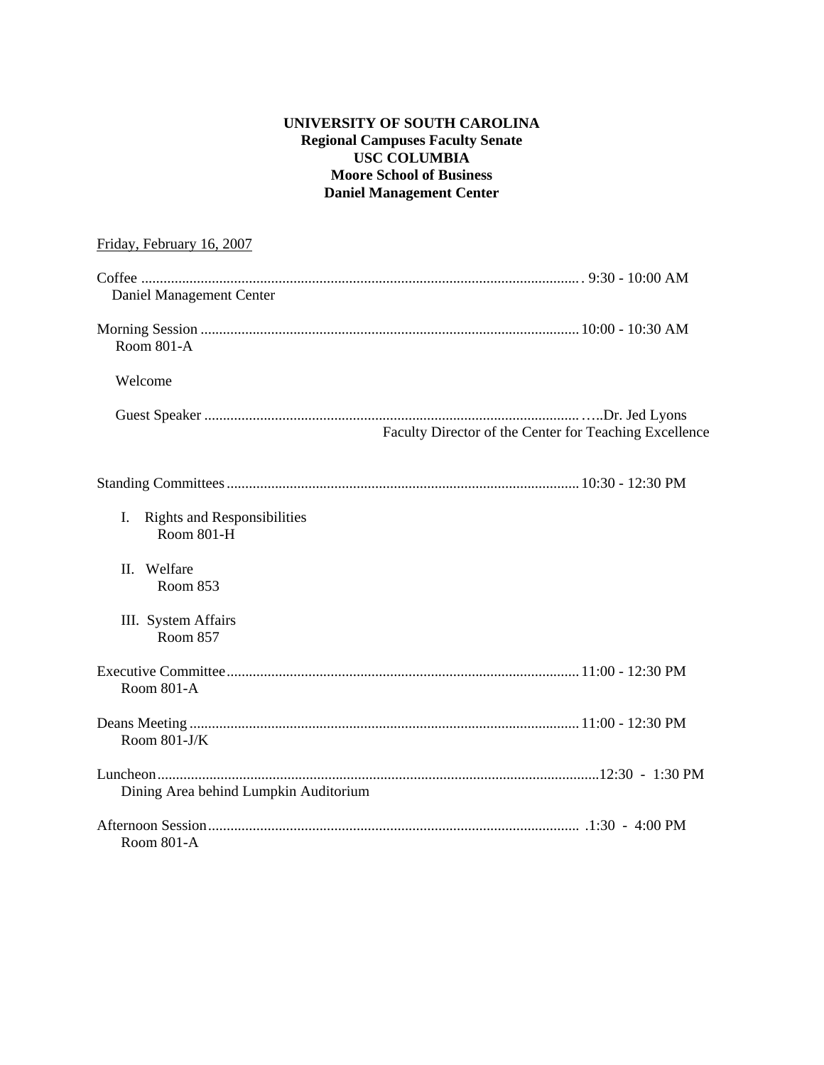**UNIVERSITY OF SOUTH CAROLINA**
**Regional Campuses Faculty Senate**
**USC COLUMBIA**
**Moore School of Business**
**Daniel Management Center**

Friday, February 16, 2007

Coffee ..................................................................................................................... 9:30 - 10:00 AM
Daniel Management Center

Morning Session .................................................................................................... 10:00 - 10:30 AM
Room 801-A

Welcome

Guest Speaker ........................................................................................................Dr. Jed Lyons
Faculty Director of the Center for Teaching Excellence

Standing Committees ............................................................................................. 10:30 - 12:30 PM

I. Rights and Responsibilities
Room 801-H

II. Welfare
Room 853

III. System Affairs
Room 857

Executive Committee .............................................................................................. 11:00 - 12:30 PM
Room 801-A

Deans Meeting ........................................................................................................ 11:00 - 12:30 PM
Room 801-J/K

Luncheon .................................................................................................................12:30 - 1:30 PM
Dining Area behind Lumpkin Auditorium

Afternoon Session ................................................................................................... .1:30 - 4:00 PM
Room 801-A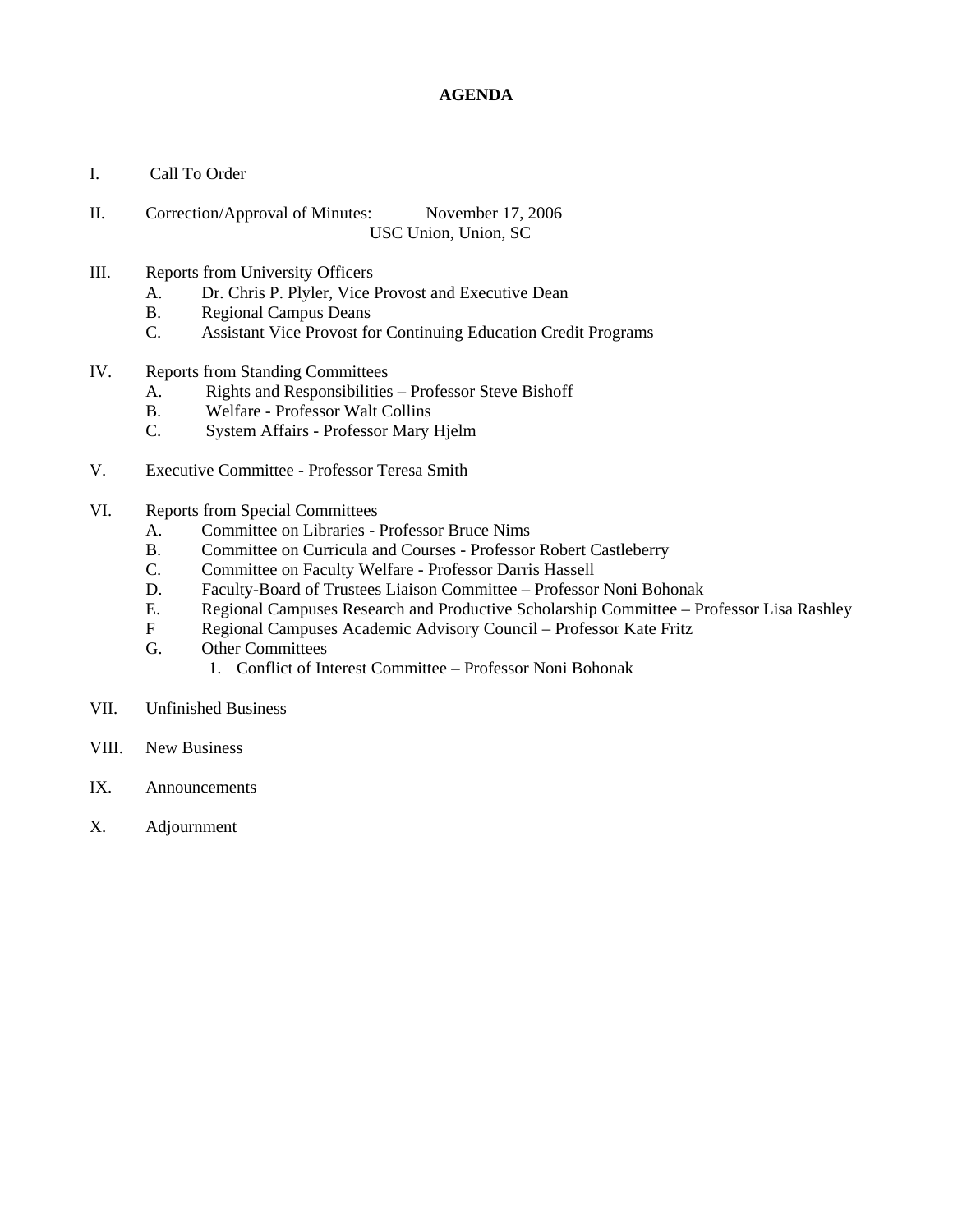# AGENDA

I. Call To Order

II. Correction/Approval of Minutes: November 17, 2006
USC Union, Union, SC

III. Reports from University Officers
  A. Dr. Chris P. Plyler, Vice Provost and Executive Dean
  B. Regional Campus Deans
  C. Assistant Vice Provost for Continuing Education Credit Programs

IV. Reports from Standing Committees
  A. Rights and Responsibilities – Professor Steve Bishoff
  B. Welfare - Professor Walt Collins
  C. System Affairs - Professor Mary Hjelm

V. Executive Committee - Professor Teresa Smith

VI. Reports from Special Committees
  A. Committee on Libraries - Professor Bruce Nims
  B. Committee on Curricula and Courses - Professor Robert Castleberry
  C. Committee on Faculty Welfare - Professor Darris Hassell
  D. Faculty-Board of Trustees Liaison Committee – Professor Noni Bohonak
  E. Regional Campuses Research and Productive Scholarship Committee – Professor Lisa Rashley
  F Regional Campuses Academic Advisory Council – Professor Kate Fritz
  G. Other Committees
    1. Conflict of Interest Committee – Professor Noni Bohonak

VII. Unfinished Business

VIII. New Business

IX. Announcements

X. Adjournment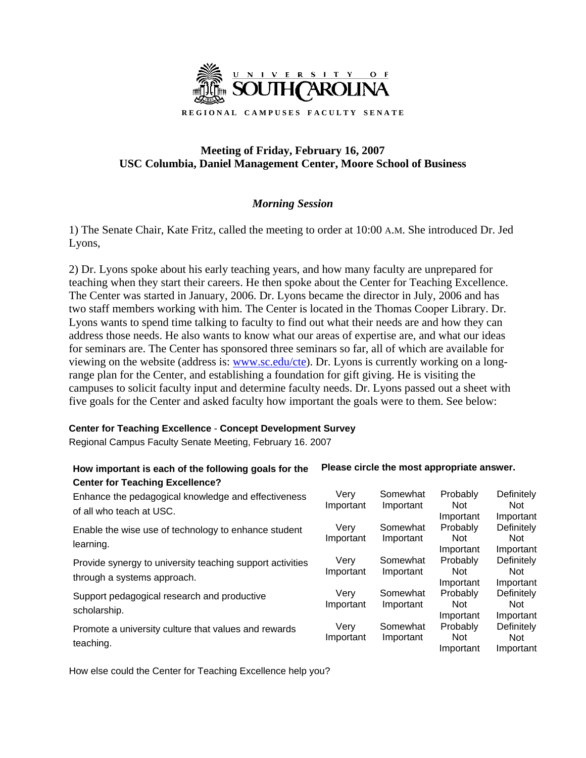UNIVERSITY OF SOUTH CAROLINA

**REGIONAL CAMPUSES FACULTY SENATE**

## Meeting of Friday, February 16, 2007
## USC Columbia, Daniel Management Center, Moore School of Business

### *Morning Session*

1) The Senate Chair, Kate Fritz, called the meeting to order at 10:00 A.M. She introduced Dr. Jed Lyons,

2) Dr. Lyons spoke about his early teaching years, and how many faculty are unprepared for teaching when they start their careers. He then spoke about the Center for Teaching Excellence. The Center was started in January, 2006. Dr. Lyons became the director in July, 2006 and has two staff members working with him. The Center is located in the Thomas Cooper Library. Dr. Lyons wants to spend time talking to faculty to find out what their needs are and how they can address those needs. He also wants to know what our areas of expertise are, and what our ideas for seminars are. The Center has sponsored three seminars so far, all of which are available for viewing on the website (address is: www.sc.edu/cte). Dr. Lyons is currently working on a long-range plan for the Center, and establishing a foundation for gift giving. He is visiting the campuses to solicit faculty input and determine faculty needs. Dr. Lyons passed out a sheet with five goals for the Center and asked faculty how important the goals were to them. See below:

**Center for Teaching Excellence** - **Concept Development Survey**

Regional Campus Faculty Senate Meeting, February 16. 2007

| **How important is each of the following goals for the Center for Teaching Excellence?** | **Please circle the most appropriate answer.** | | | |
|---|---|---|---|---|
| Enhance the pedagogical knowledge and effectiveness of all who teach at USC. | Very Important | Somewhat Important | Probably Not Important | Definitely Not Important |
| Enable the wise use of technology to enhance student learning. | Very Important | Somewhat Important | Probably Not Important | Definitely Not Important |
| Provide synergy to university teaching support activities through a systems approach. | Very Important | Somewhat Important | Probably Not Important | Definitely Not Important |
| Support pedagogical research and productive scholarship. | Very Important | Somewhat Important | Probably Not Important | Definitely Not Important |
| Promote a university culture that values and rewards teaching. | Very Important | Somewhat Important | Probably Not Important | Definitely Not Important |

How else could the Center for Teaching Excellence help you?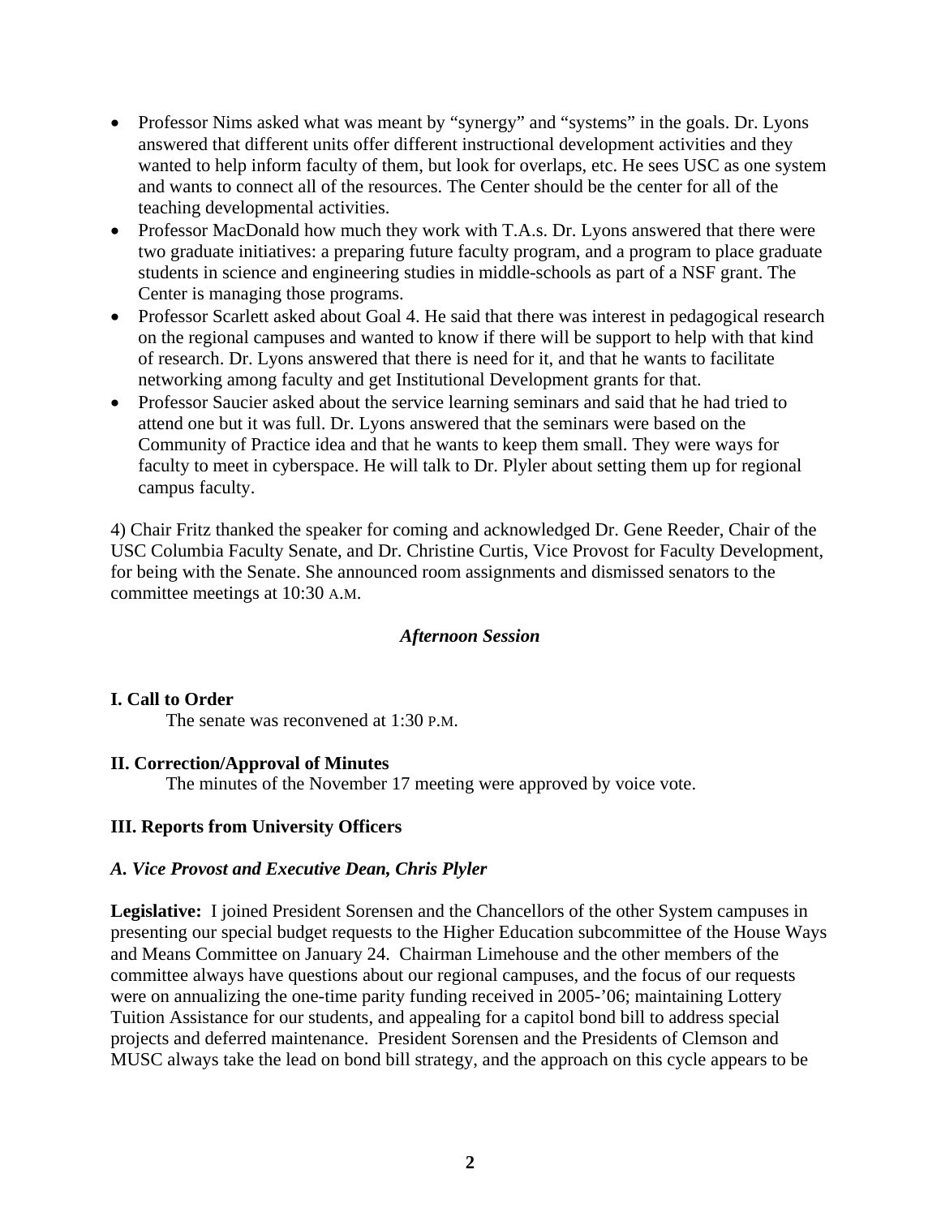- Professor Nims asked what was meant by "synergy" and "systems" in the goals. Dr. Lyons answered that different units offer different instructional development activities and they wanted to help inform faculty of them, but look for overlaps, etc. He sees USC as one system and wants to connect all of the resources. The Center should be the center for all of the teaching developmental activities.
- Professor MacDonald how much they work with T.A.s. Dr. Lyons answered that there were two graduate initiatives: a preparing future faculty program, and a program to place graduate students in science and engineering studies in middle-schools as part of a NSF grant. The Center is managing those programs.
- Professor Scarlett asked about Goal 4. He said that there was interest in pedagogical research on the regional campuses and wanted to know if there will be support to help with that kind of research. Dr. Lyons answered that there is need for it, and that he wants to facilitate networking among faculty and get Institutional Development grants for that.
- Professor Saucier asked about the service learning seminars and said that he had tried to attend one but it was full. Dr. Lyons answered that the seminars were based on the Community of Practice idea and that he wants to keep them small. They were ways for faculty to meet in cyberspace. He will talk to Dr. Plyler about setting them up for regional campus faculty.

4) Chair Fritz thanked the speaker for coming and acknowledged Dr. Gene Reeder, Chair of the USC Columbia Faculty Senate, and Dr. Christine Curtis, Vice Provost for Faculty Development, for being with the Senate. She announced room assignments and dismissed senators to the committee meetings at 10:30 A.M.

*Afternoon Session*

**I. Call to Order**

The senate was reconvened at 1:30 P.M.

**II. Correction/Approval of Minutes**

The minutes of the November 17 meeting were approved by voice vote.

**III. Reports from University Officers**

***A. Vice Provost and Executive Dean, Chris Plyler***

**Legislative:** I joined President Sorensen and the Chancellors of the other System campuses in presenting our special budget requests to the Higher Education subcommittee of the House Ways and Means Committee on January 24. Chairman Limehouse and the other members of the committee always have questions about our regional campuses, and the focus of our requests were on annualizing the one-time parity funding received in 2005-'06; maintaining Lottery Tuition Assistance for our students, and appealing for a capitol bond bill to address special projects and deferred maintenance. President Sorensen and the Presidents of Clemson and MUSC always take the lead on bond bill strategy, and the approach on this cycle appears to be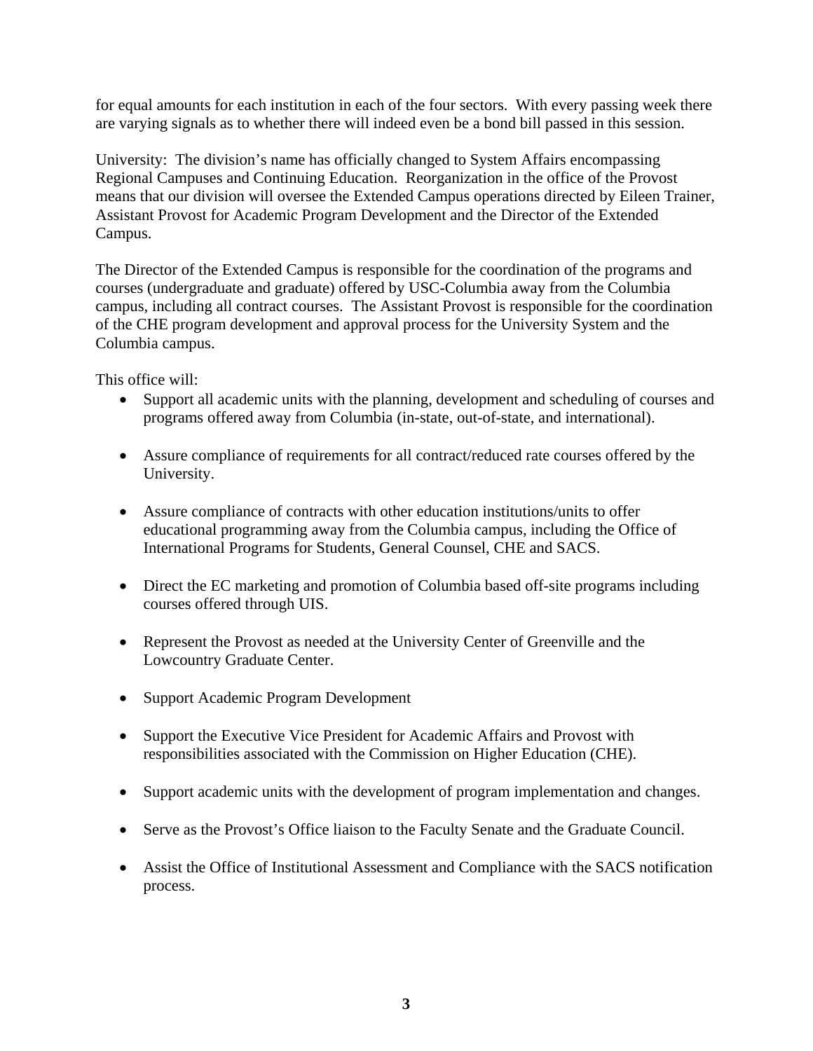for equal amounts for each institution in each of the four sectors. With every passing week there are varying signals as to whether there will indeed even be a bond bill passed in this session.

University: The division's name has officially changed to System Affairs encompassing Regional Campuses and Continuing Education. Reorganization in the office of the Provost means that our division will oversee the Extended Campus operations directed by Eileen Trainer, Assistant Provost for Academic Program Development and the Director of the Extended Campus.

The Director of the Extended Campus is responsible for the coordination of the programs and courses (undergraduate and graduate) offered by USC-Columbia away from the Columbia campus, including all contract courses. The Assistant Provost is responsible for the coordination of the CHE program development and approval process for the University System and the Columbia campus.

This office will:

- Support all academic units with the planning, development and scheduling of courses and programs offered away from Columbia (in-state, out-of-state, and international).

- Assure compliance of requirements for all contract/reduced rate courses offered by the University.

- Assure compliance of contracts with other education institutions/units to offer educational programming away from the Columbia campus, including the Office of International Programs for Students, General Counsel, CHE and SACS.

- Direct the EC marketing and promotion of Columbia based off-site programs including courses offered through UIS.

- Represent the Provost as needed at the University Center of Greenville and the Lowcountry Graduate Center.

- Support Academic Program Development

- Support the Executive Vice President for Academic Affairs and Provost with responsibilities associated with the Commission on Higher Education (CHE).

- Support academic units with the development of program implementation and changes.

- Serve as the Provost's Office liaison to the Faculty Senate and the Graduate Council.

- Assist the Office of Institutional Assessment and Compliance with the SACS notification process.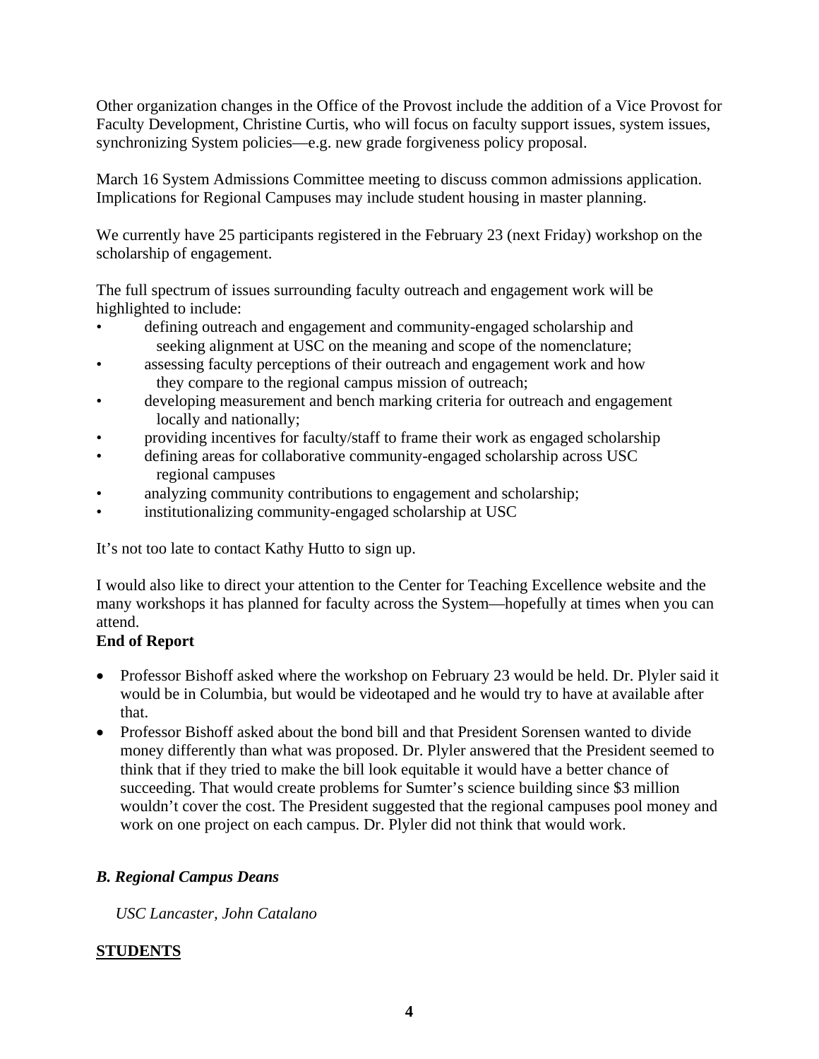Other organization changes in the Office of the Provost include the addition of a Vice Provost for Faculty Development, Christine Curtis, who will focus on faculty support issues, system issues, synchronizing System policies—e.g. new grade forgiveness policy proposal.

March 16 System Admissions Committee meeting to discuss common admissions application. Implications for Regional Campuses may include student housing in master planning.

We currently have 25 participants registered in the February 23 (next Friday) workshop on the scholarship of engagement.

The full spectrum of issues surrounding faculty outreach and engagement work will be highlighted to include:

- defining outreach and engagement and community-engaged scholarship and seeking alignment at USC on the meaning and scope of the nomenclature;
- assessing faculty perceptions of their outreach and engagement work and how they compare to the regional campus mission of outreach;
- developing measurement and bench marking criteria for outreach and engagement locally and nationally;
- providing incentives for faculty/staff to frame their work as engaged scholarship
- defining areas for collaborative community-engaged scholarship across USC regional campuses
- analyzing community contributions to engagement and scholarship;
- institutionalizing community-engaged scholarship at USC

It's not too late to contact Kathy Hutto to sign up.

I would also like to direct your attention to the Center for Teaching Excellence website and the many workshops it has planned for faculty across the System—hopefully at times when you can attend.

**End of Report**

- Professor Bishoff asked where the workshop on February 23 would be held. Dr. Plyler said it would be in Columbia, but would be videotaped and he would try to have at available after that.
- Professor Bishoff asked about the bond bill and that President Sorensen wanted to divide money differently than what was proposed. Dr. Plyler answered that the President seemed to think that if they tried to make the bill look equitable it would have a better chance of succeeding. That would create problems for Sumter's science building since $3 million wouldn't cover the cost. The President suggested that the regional campuses pool money and work on one project on each campus. Dr. Plyler did not think that would work.

***B. Regional Campus Deans***

*USC Lancaster, John Catalano*

**<u>STUDENTS</u>**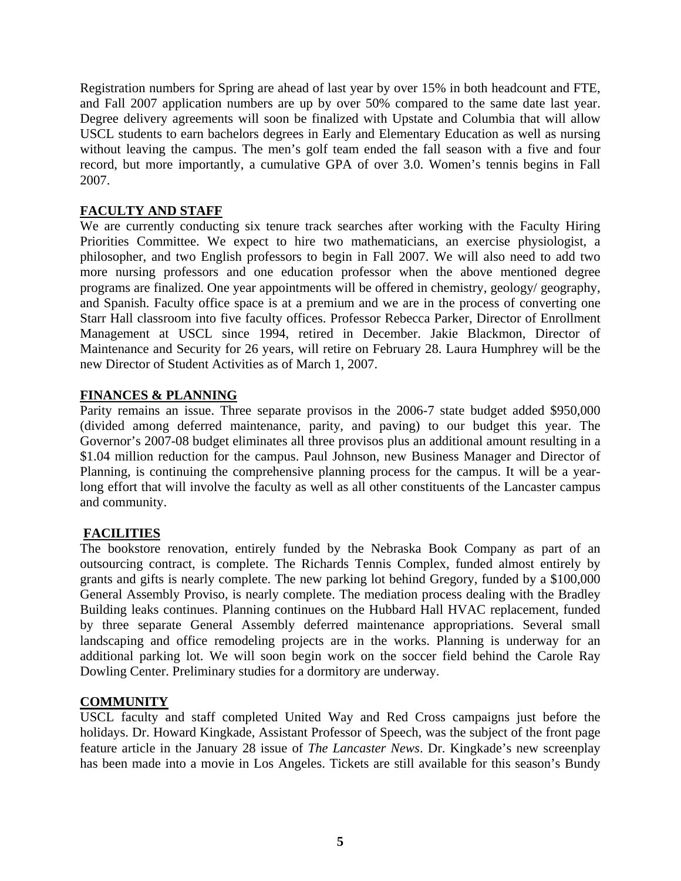Registration numbers for Spring are ahead of last year by over 15% in both headcount and FTE, and Fall 2007 application numbers are up by over 50% compared to the same date last year. Degree delivery agreements will soon be finalized with Upstate and Columbia that will allow USCL students to earn bachelors degrees in Early and Elementary Education as well as nursing without leaving the campus. The men's golf team ended the fall season with a five and four record, but more importantly, a cumulative GPA of over 3.0. Women's tennis begins in Fall 2007.

## FACULTY AND STAFF

We are currently conducting six tenure track searches after working with the Faculty Hiring Priorities Committee. We expect to hire two mathematicians, an exercise physiologist, a philosopher, and two English professors to begin in Fall 2007. We will also need to add two more nursing professors and one education professor when the above mentioned degree programs are finalized. One year appointments will be offered in chemistry, geology/ geography, and Spanish. Faculty office space is at a premium and we are in the process of converting one Starr Hall classroom into five faculty offices. Professor Rebecca Parker, Director of Enrollment Management at USCL since 1994, retired in December. Jakie Blackmon, Director of Maintenance and Security for 26 years, will retire on February 28. Laura Humphrey will be the new Director of Student Activities as of March 1, 2007.

## FINANCES & PLANNING

Parity remains an issue. Three separate provisos in the 2006-7 state budget added $950,000 (divided among deferred maintenance, parity, and paving) to our budget this year. The Governor's 2007-08 budget eliminates all three provisos plus an additional amount resulting in a $1.04 million reduction for the campus. Paul Johnson, new Business Manager and Director of Planning, is continuing the comprehensive planning process for the campus. It will be a year-long effort that will involve the faculty as well as all other constituents of the Lancaster campus and community.

## FACILITIES

The bookstore renovation, entirely funded by the Nebraska Book Company as part of an outsourcing contract, is complete. The Richards Tennis Complex, funded almost entirely by grants and gifts is nearly complete. The new parking lot behind Gregory, funded by a $100,000 General Assembly Proviso, is nearly complete. The mediation process dealing with the Bradley Building leaks continues. Planning continues on the Hubbard Hall HVAC replacement, funded by three separate General Assembly deferred maintenance appropriations. Several small landscaping and office remodeling projects are in the works. Planning is underway for an additional parking lot. We will soon begin work on the soccer field behind the Carole Ray Dowling Center. Preliminary studies for a dormitory are underway.

## COMMUNITY

USCL faculty and staff completed United Way and Red Cross campaigns just before the holidays. Dr. Howard Kingkade, Assistant Professor of Speech, was the subject of the front page feature article in the January 28 issue of *The Lancaster News*. Dr. Kingkade's new screenplay has been made into a movie in Los Angeles. Tickets are still available for this season's Bundy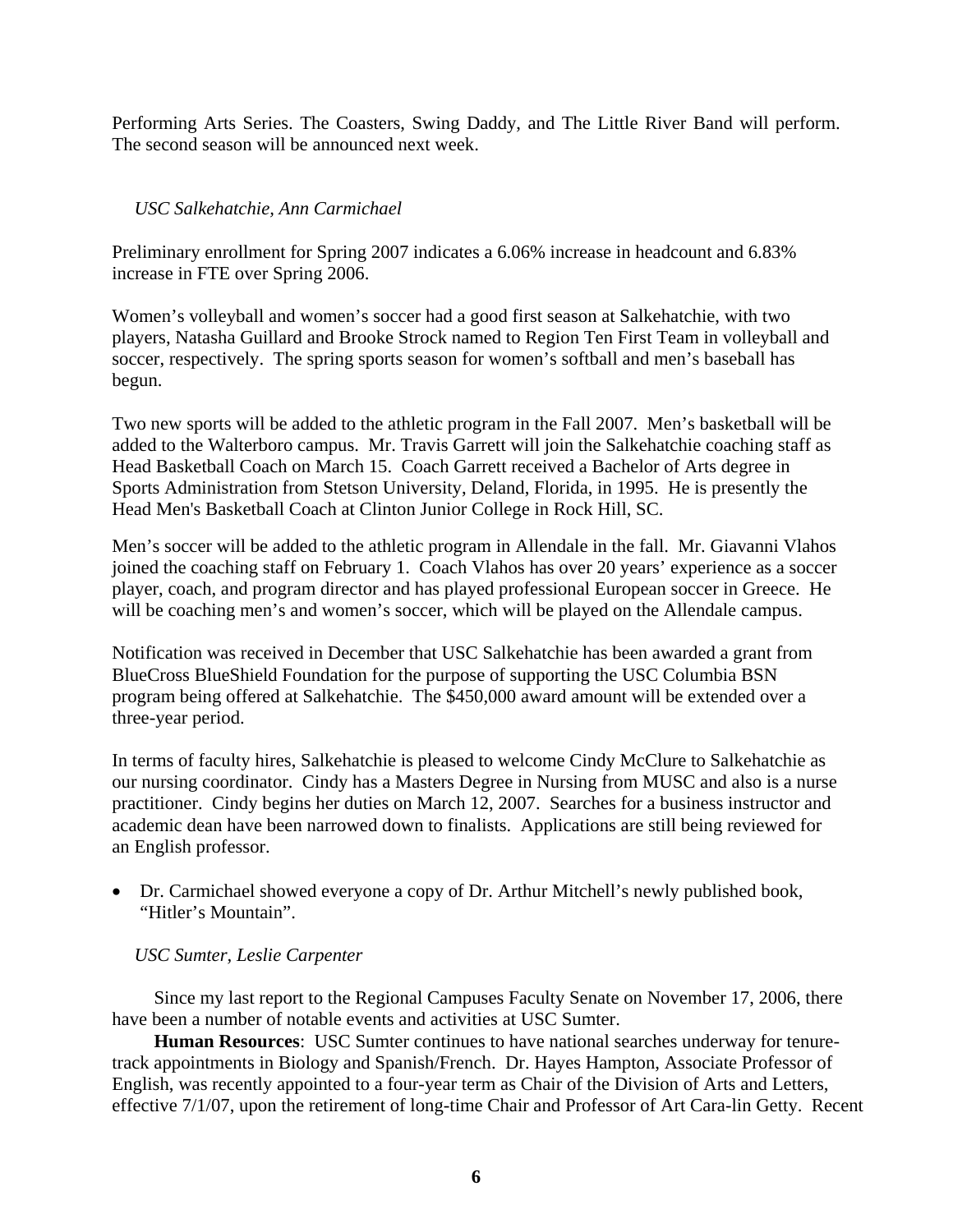Performing Arts Series. The Coasters, Swing Daddy, and The Little River Band will perform. The second season will be announced next week.

*USC Salkehatchie, Ann Carmichael*

Preliminary enrollment for Spring 2007 indicates a 6.06% increase in headcount and 6.83% increase in FTE over Spring 2006.

Women's volleyball and women's soccer had a good first season at Salkehatchie, with two players, Natasha Guillard and Brooke Strock named to Region Ten First Team in volleyball and soccer, respectively. The spring sports season for women's softball and men's baseball has begun.

Two new sports will be added to the athletic program in the Fall 2007. Men's basketball will be added to the Walterboro campus. Mr. Travis Garrett will join the Salkehatchie coaching staff as Head Basketball Coach on March 15. Coach Garrett received a Bachelor of Arts degree in Sports Administration from Stetson University, Deland, Florida, in 1995. He is presently the Head Men's Basketball Coach at Clinton Junior College in Rock Hill, SC.

Men's soccer will be added to the athletic program in Allendale in the fall. Mr. Giavanni Vlahos joined the coaching staff on February 1. Coach Vlahos has over 20 years' experience as a soccer player, coach, and program director and has played professional European soccer in Greece. He will be coaching men's and women's soccer, which will be played on the Allendale campus.

Notification was received in December that USC Salkehatchie has been awarded a grant from BlueCross BlueShield Foundation for the purpose of supporting the USC Columbia BSN program being offered at Salkehatchie. The $450,000 award amount will be extended over a three-year period.

In terms of faculty hires, Salkehatchie is pleased to welcome Cindy McClure to Salkehatchie as our nursing coordinator. Cindy has a Masters Degree in Nursing from MUSC and also is a nurse practitioner. Cindy begins her duties on March 12, 2007. Searches for a business instructor and academic dean have been narrowed down to finalists. Applications are still being reviewed for an English professor.

- Dr. Carmichael showed everyone a copy of Dr. Arthur Mitchell's newly published book, "Hitler's Mountain".

*USC Sumter, Leslie Carpenter*

Since my last report to the Regional Campuses Faculty Senate on November 17, 2006, there have been a number of notable events and activities at USC Sumter.

**Human Resources**: USC Sumter continues to have national searches underway for tenure-track appointments in Biology and Spanish/French. Dr. Hayes Hampton, Associate Professor of English, was recently appointed to a four-year term as Chair of the Division of Arts and Letters, effective 7/1/07, upon the retirement of long-time Chair and Professor of Art Cara-lin Getty. Recent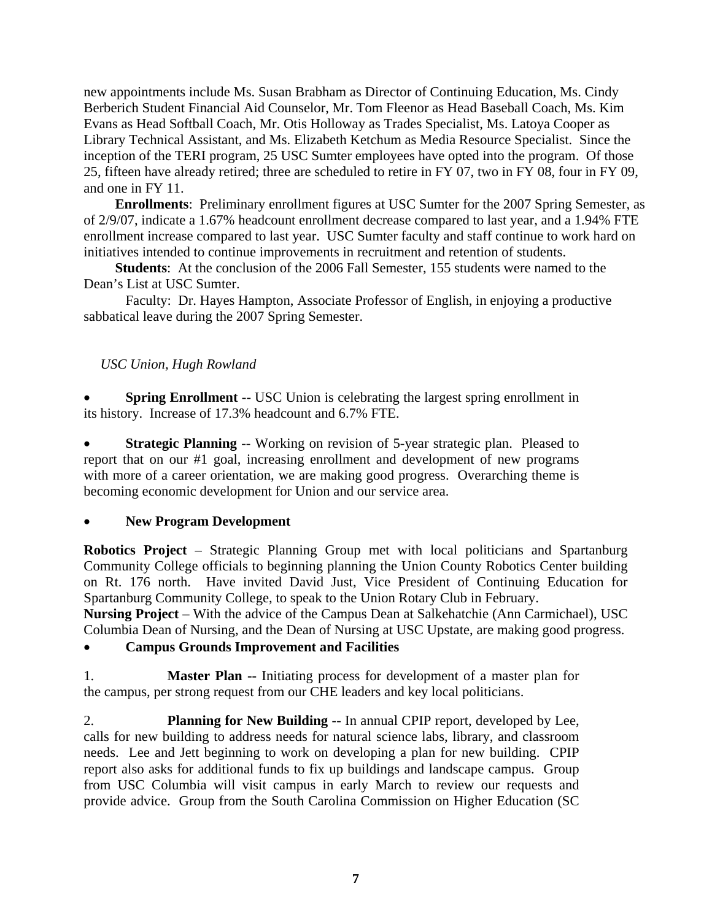new appointments include Ms. Susan Brabham as Director of Continuing Education, Ms. Cindy Berberich Student Financial Aid Counselor, Mr. Tom Fleenor as Head Baseball Coach, Ms. Kim Evans as Head Softball Coach, Mr. Otis Holloway as Trades Specialist, Ms. Latoya Cooper as Library Technical Assistant, and Ms. Elizabeth Ketchum as Media Resource Specialist. Since the inception of the TERI program, 25 USC Sumter employees have opted into the program. Of those 25, fifteen have already retired; three are scheduled to retire in FY 07, two in FY 08, four in FY 09, and one in FY 11.

**Enrollments**: Preliminary enrollment figures at USC Sumter for the 2007 Spring Semester, as of 2/9/07, indicate a 1.67% headcount enrollment decrease compared to last year, and a 1.94% FTE enrollment increase compared to last year. USC Sumter faculty and staff continue to work hard on initiatives intended to continue improvements in recruitment and retention of students.

**Students**: At the conclusion of the 2006 Fall Semester, 155 students were named to the Dean's List at USC Sumter.

Faculty: Dr. Hayes Hampton, Associate Professor of English, in enjoying a productive sabbatical leave during the 2007 Spring Semester.

*USC Union, Hugh Rowland*

- **Spring Enrollment --** USC Union is celebrating the largest spring enrollment in its history. Increase of 17.3% headcount and 6.7% FTE.

- **Strategic Planning** -- Working on revision of 5-year strategic plan. Pleased to report that on our #1 goal, increasing enrollment and development of new programs with more of a career orientation, we are making good progress. Overarching theme is becoming economic development for Union and our service area.

- **New Program Development**

**Robotics Project** – Strategic Planning Group met with local politicians and Spartanburg Community College officials to beginning planning the Union County Robotics Center building on Rt. 176 north. Have invited David Just, Vice President of Continuing Education for Spartanburg Community College, to speak to the Union Rotary Club in February.

**Nursing Project** – With the advice of the Campus Dean at Salkehatchie (Ann Carmichael), USC Columbia Dean of Nursing, and the Dean of Nursing at USC Upstate, are making good progress.

- **Campus Grounds Improvement and Facilities**

1. **Master Plan --** Initiating process for development of a master plan for the campus, per strong request from our CHE leaders and key local politicians.

2. **Planning for New Building** -- In annual CPIP report, developed by Lee, calls for new building to address needs for natural science labs, library, and classroom needs. Lee and Jett beginning to work on developing a plan for new building. CPIP report also asks for additional funds to fix up buildings and landscape campus. Group from USC Columbia will visit campus in early March to review our requests and provide advice. Group from the South Carolina Commission on Higher Education (SC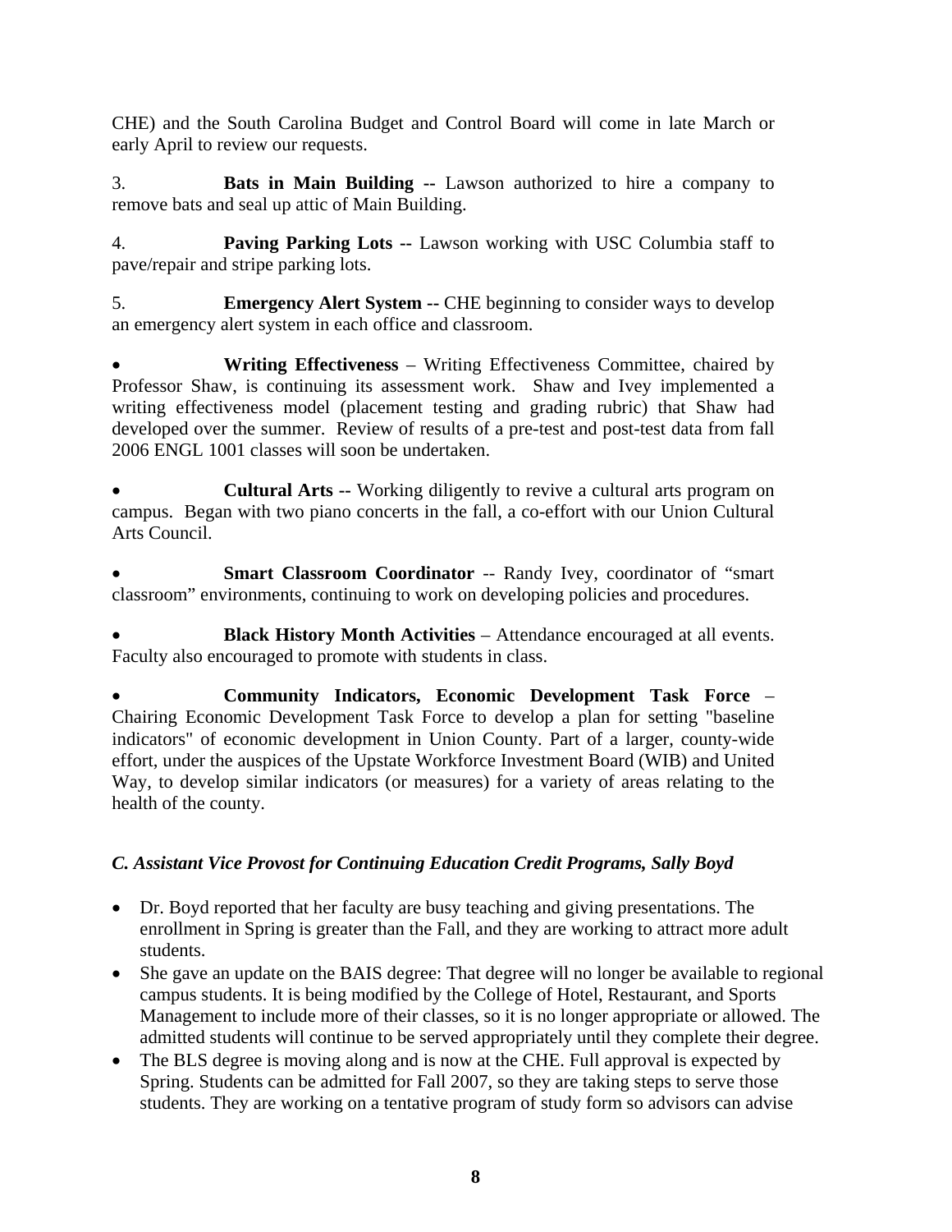CHE) and the South Carolina Budget and Control Board will come in late March or early April to review our requests.

3. **Bats in Main Building --** Lawson authorized to hire a company to remove bats and seal up attic of Main Building.

4. **Paving Parking Lots --** Lawson working with USC Columbia staff to pave/repair and stripe parking lots.

5. **Emergency Alert System --** CHE beginning to consider ways to develop an emergency alert system in each office and classroom.

- **Writing Effectiveness** – Writing Effectiveness Committee, chaired by Professor Shaw, is continuing its assessment work. Shaw and Ivey implemented a writing effectiveness model (placement testing and grading rubric) that Shaw had developed over the summer. Review of results of a pre-test and post-test data from fall 2006 ENGL 1001 classes will soon be undertaken.

- **Cultural Arts --** Working diligently to revive a cultural arts program on campus. Began with two piano concerts in the fall, a co-effort with our Union Cultural Arts Council.

- **Smart Classroom Coordinator** -- Randy Ivey, coordinator of "smart classroom" environments, continuing to work on developing policies and procedures.

- **Black History Month Activities** – Attendance encouraged at all events. Faculty also encouraged to promote with students in class.

- **Community Indicators, Economic Development Task Force** – Chairing Economic Development Task Force to develop a plan for setting "baseline indicators" of economic development in Union County. Part of a larger, county-wide effort, under the auspices of the Upstate Workforce Investment Board (WIB) and United Way, to develop similar indicators (or measures) for a variety of areas relating to the health of the county.

### *C. Assistant Vice Provost for Continuing Education Credit Programs, Sally Boyd*

- Dr. Boyd reported that her faculty are busy teaching and giving presentations. The enrollment in Spring is greater than the Fall, and they are working to attract more adult students.
- She gave an update on the BAIS degree: That degree will no longer be available to regional campus students. It is being modified by the College of Hotel, Restaurant, and Sports Management to include more of their classes, so it is no longer appropriate or allowed. The admitted students will continue to be served appropriately until they complete their degree.
- The BLS degree is moving along and is now at the CHE. Full approval is expected by Spring. Students can be admitted for Fall 2007, so they are taking steps to serve those students. They are working on a tentative program of study form so advisors can advise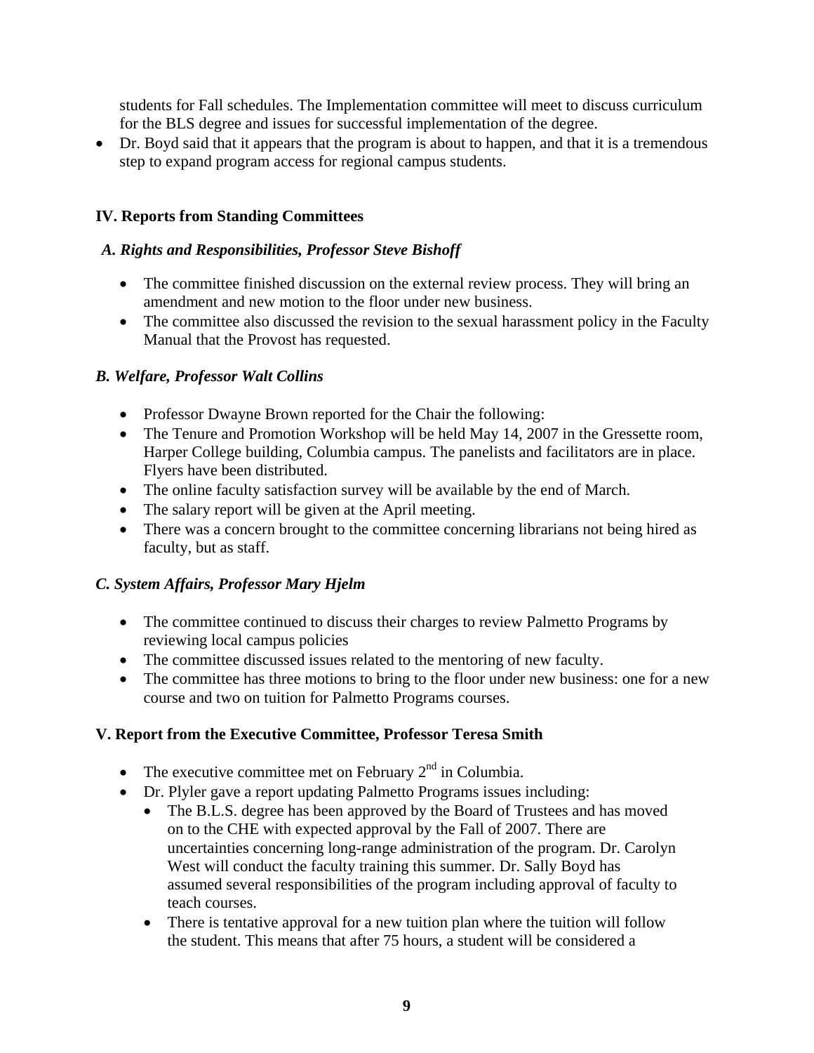students for Fall schedules. The Implementation committee will meet to discuss curriculum for the BLS degree and issues for successful implementation of the degree.

- Dr. Boyd said that it appears that the program is about to happen, and that it is a tremendous step to expand program access for regional campus students.

## IV. Reports from Standing Committees

### *A. Rights and Responsibilities, Professor Steve Bishoff*

- The committee finished discussion on the external review process. They will bring an amendment and new motion to the floor under new business.
- The committee also discussed the revision to the sexual harassment policy in the Faculty Manual that the Provost has requested.

### *B. Welfare, Professor Walt Collins*

- Professor Dwayne Brown reported for the Chair the following:
- The Tenure and Promotion Workshop will be held May 14, 2007 in the Gressette room, Harper College building, Columbia campus. The panelists and facilitators are in place. Flyers have been distributed.
- The online faculty satisfaction survey will be available by the end of March.
- The salary report will be given at the April meeting.
- There was a concern brought to the committee concerning librarians not being hired as faculty, but as staff.

### *C. System Affairs, Professor Mary Hjelm*

- The committee continued to discuss their charges to review Palmetto Programs by reviewing local campus policies
- The committee discussed issues related to the mentoring of new faculty.
- The committee has three motions to bring to the floor under new business: one for a new course and two on tuition for Palmetto Programs courses.

## V. Report from the Executive Committee, Professor Teresa Smith

- The executive committee met on February 2nd in Columbia.
- Dr. Plyler gave a report updating Palmetto Programs issues including:
  - The B.L.S. degree has been approved by the Board of Trustees and has moved on to the CHE with expected approval by the Fall of 2007. There are uncertainties concerning long-range administration of the program. Dr. Carolyn West will conduct the faculty training this summer. Dr. Sally Boyd has assumed several responsibilities of the program including approval of faculty to teach courses.
  - There is tentative approval for a new tuition plan where the tuition will follow the student. This means that after 75 hours, a student will be considered a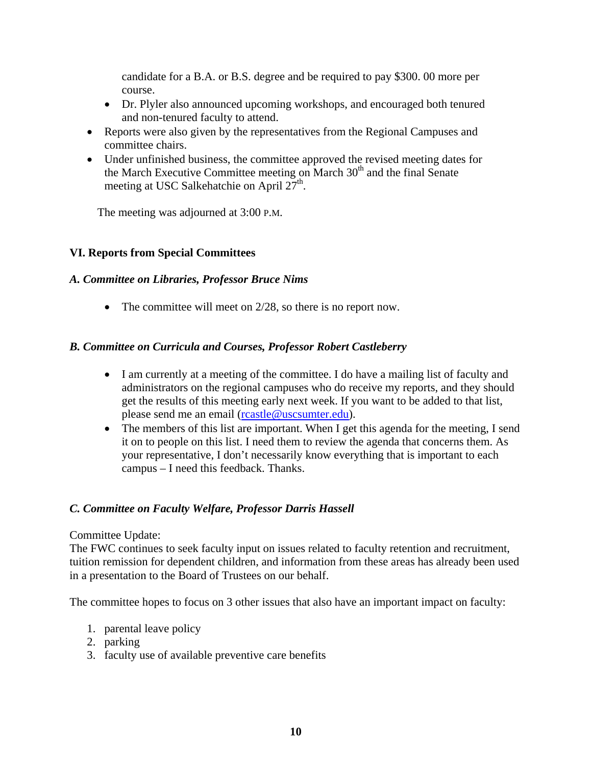candidate for a B.A. or B.S. degree and be required to pay $300. 00 more per course.
    - Dr. Plyler also announced upcoming workshops, and encouraged both tenured and non-tenured faculty to attend.
- Reports were also given by the representatives from the Regional Campuses and committee chairs.
- Under unfinished business, the committee approved the revised meeting dates for the March Executive Committee meeting on March 30th and the final Senate meeting at USC Salkehatchie on April 27th.

The meeting was adjourned at 3:00 P.M.

## VI. Reports from Special Committees

### *A. Committee on Libraries, Professor Bruce Nims*

- The committee will meet on 2/28, so there is no report now.

### *B. Committee on Curricula and Courses, Professor Robert Castleberry*

- I am currently at a meeting of the committee. I do have a mailing list of faculty and administrators on the regional campuses who do receive my reports, and they should get the results of this meeting early next week. If you want to be added to that list, please send me an email (rcastle@uscsumter.edu).
- The members of this list are important. When I get this agenda for the meeting, I send it on to people on this list. I need them to review the agenda that concerns them. As your representative, I don't necessarily know everything that is important to each campus – I need this feedback. Thanks.

### *C. Committee on Faculty Welfare, Professor Darris Hassell*

Committee Update:
The FWC continues to seek faculty input on issues related to faculty retention and recruitment, tuition remission for dependent children, and information from these areas has already been used in a presentation to the Board of Trustees on our behalf.

The committee hopes to focus on 3 other issues that also have an important impact on faculty:

1. parental leave policy
2. parking
3. faculty use of available preventive care benefits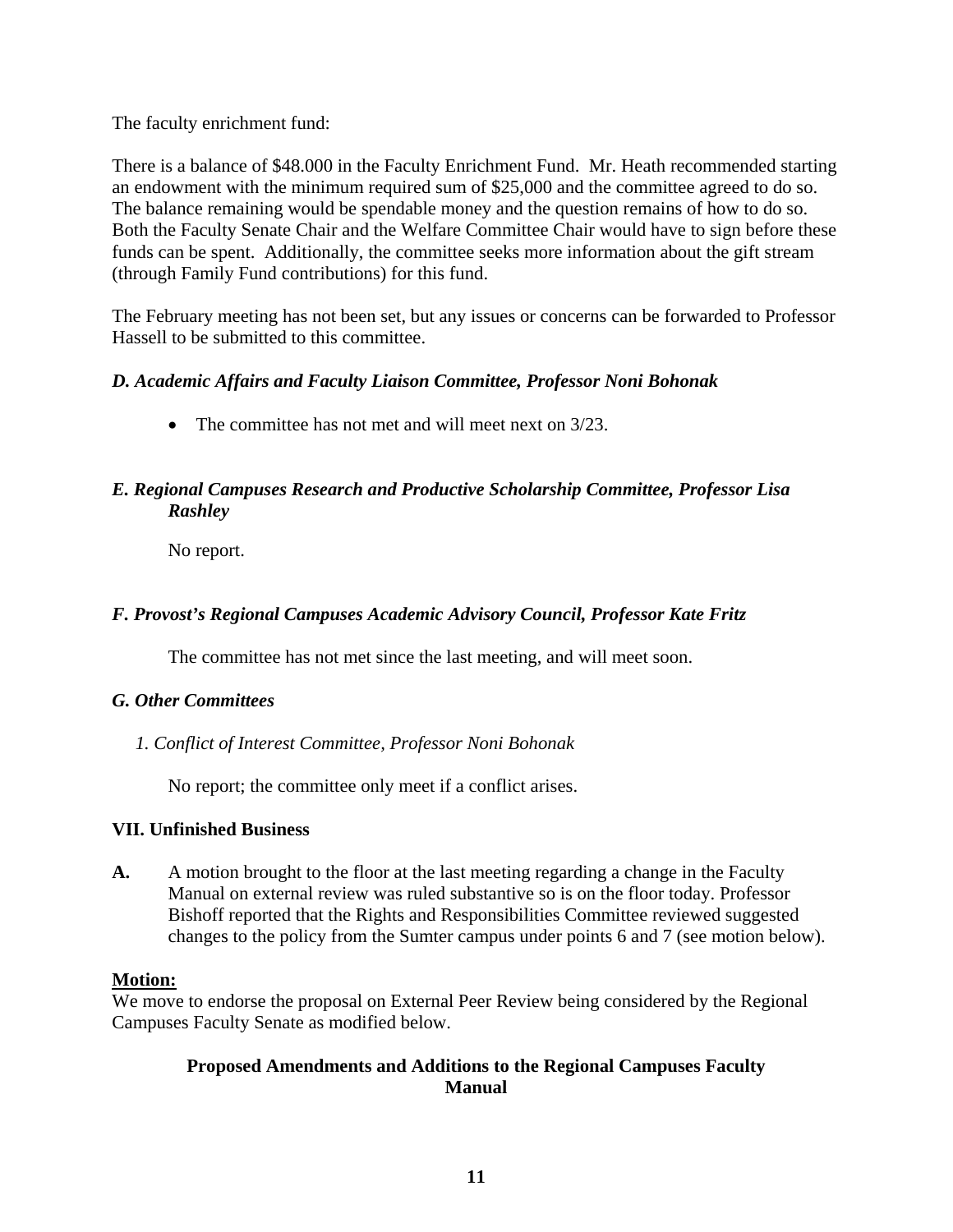The faculty enrichment fund:

There is a balance of $48.000 in the Faculty Enrichment Fund. Mr. Heath recommended starting an endowment with the minimum required sum of $25,000 and the committee agreed to do so. The balance remaining would be spendable money and the question remains of how to do so. Both the Faculty Senate Chair and the Welfare Committee Chair would have to sign before these funds can be spent. Additionally, the committee seeks more information about the gift stream (through Family Fund contributions) for this fund.

The February meeting has not been set, but any issues or concerns can be forwarded to Professor Hassell to be submitted to this committee.

### *D. Academic Affairs and Faculty Liaison Committee, Professor Noni Bohonak*

- The committee has not met and will meet next on 3/23.

### *E. Regional Campuses Research and Productive Scholarship Committee, Professor Lisa Rashley*

No report.

### *F. Provost's Regional Campuses Academic Advisory Council, Professor Kate Fritz*

The committee has not met since the last meeting, and will meet soon.

### *G. Other Committees*

*1. Conflict of Interest Committee, Professor Noni Bohonak*

No report; the committee only meet if a conflict arises.

## VII. Unfinished Business

**A.** A motion brought to the floor at the last meeting regarding a change in the Faculty Manual on external review was ruled substantive so is on the floor today. Professor Bishoff reported that the Rights and Responsibilities Committee reviewed suggested changes to the policy from the Sumter campus under points 6 and 7 (see motion below).

**<u>Motion:</u>**
We move to endorse the proposal on External Peer Review being considered by the Regional Campuses Faculty Senate as modified below.

**Proposed Amendments and Additions to the Regional Campuses Faculty Manual**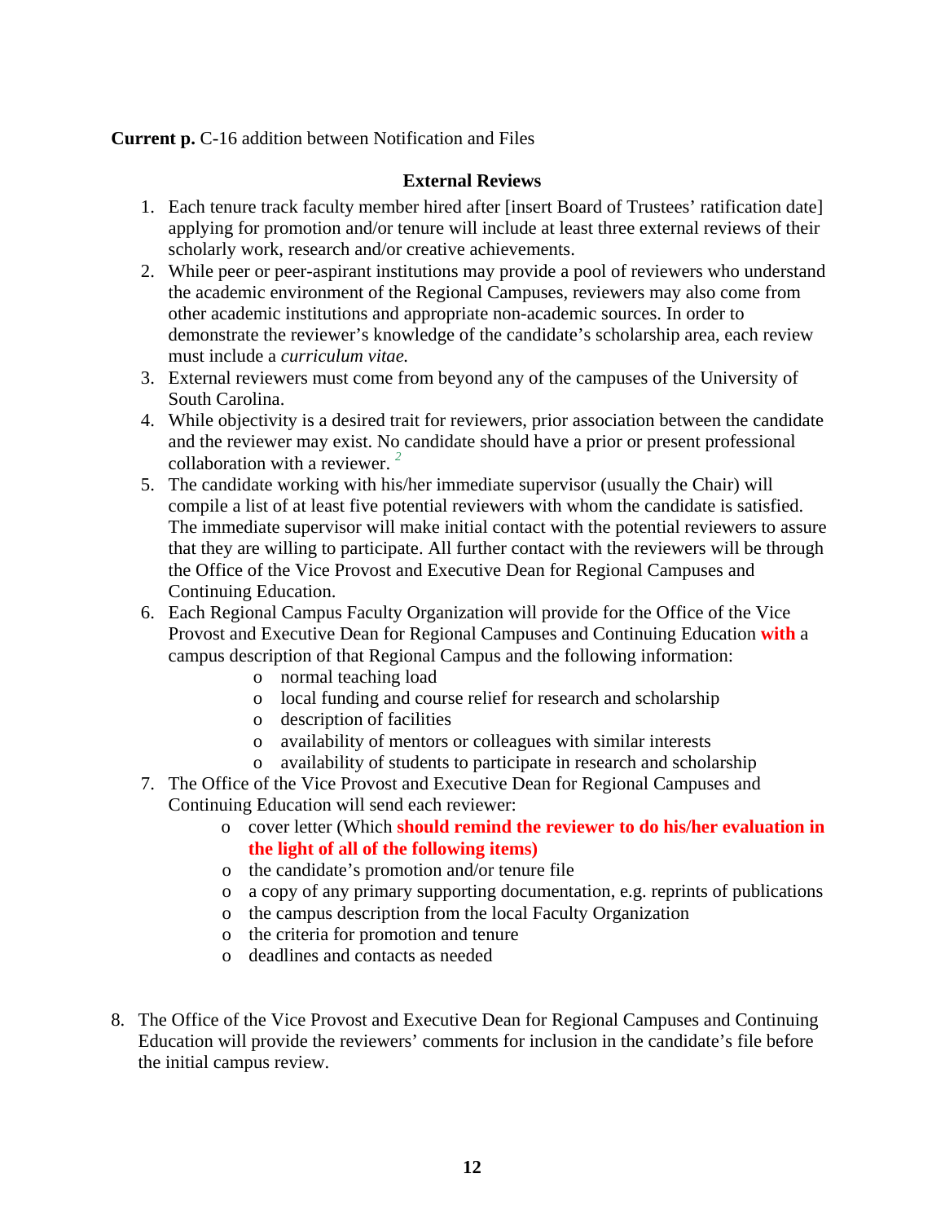**Current p.** C-16 addition between Notification and Files

**External Reviews**

1. Each tenure track faculty member hired after [insert Board of Trustees' ratification date] applying for promotion and/or tenure will include at least three external reviews of their scholarly work, research and/or creative achievements.
2. While peer or peer-aspirant institutions may provide a pool of reviewers who understand the academic environment of the Regional Campuses, reviewers may also come from other academic institutions and appropriate non-academic sources. In order to demonstrate the reviewer's knowledge of the candidate's scholarship area, each review must include a *curriculum vitae.*
3. External reviewers must come from beyond any of the campuses of the University of South Carolina.
4. While objectivity is a desired trait for reviewers, prior association between the candidate and the reviewer may exist. No candidate should have a prior or present professional collaboration with a reviewer. [2]
5. The candidate working with his/her immediate supervisor (usually the Chair) will compile a list of at least five potential reviewers with whom the candidate is satisfied. The immediate supervisor will make initial contact with the potential reviewers to assure that they are willing to participate. All further contact with the reviewers will be through the Office of the Vice Provost and Executive Dean for Regional Campuses and Continuing Education.
6. Each Regional Campus Faculty Organization will provide for the Office of the Vice Provost and Executive Dean for Regional Campuses and Continuing Education **with** a campus description of that Regional Campus and the following information:
   - normal teaching load
   - local funding and course relief for research and scholarship
   - description of facilities
   - availability of mentors or colleagues with similar interests
   - availability of students to participate in research and scholarship
7. The Office of the Vice Provost and Executive Dean for Regional Campuses and Continuing Education will send each reviewer:
   - cover letter (Which **should remind the reviewer to do his/her evaluation in the light of all of the following items)**
   - the candidate's promotion and/or tenure file
   - a copy of any primary supporting documentation, e.g. reprints of publications
   - the campus description from the local Faculty Organization
   - the criteria for promotion and tenure
   - deadlines and contacts as needed

8. The Office of the Vice Provost and Executive Dean for Regional Campuses and Continuing Education will provide the reviewers' comments for inclusion in the candidate's file before the initial campus review.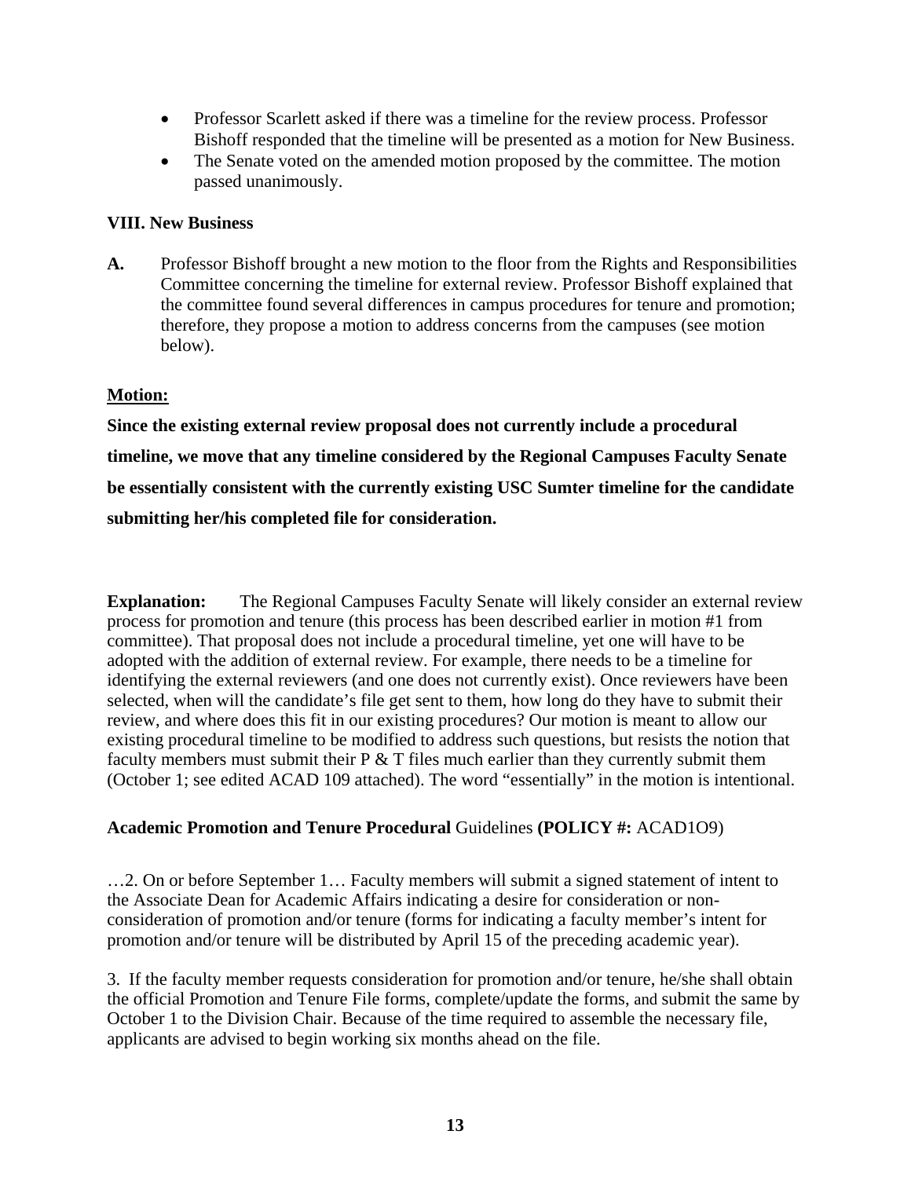- Professor Scarlett asked if there was a timeline for the review process. Professor Bishoff responded that the timeline will be presented as a motion for New Business.
- The Senate voted on the amended motion proposed by the committee. The motion passed unanimously.

**VIII. New Business**

**A.** Professor Bishoff brought a new motion to the floor from the Rights and Responsibilities Committee concerning the timeline for external review. Professor Bishoff explained that the committee found several differences in campus procedures for tenure and promotion; therefore, they propose a motion to address concerns from the campuses (see motion below).

**Motion:**

**Since the existing external review proposal does not currently include a procedural timeline, we move that any timeline considered by the Regional Campuses Faculty Senate be essentially consistent with the currently existing USC Sumter timeline for the candidate submitting her/his completed file for consideration.**

**Explanation:** The Regional Campuses Faculty Senate will likely consider an external review process for promotion and tenure (this process has been described earlier in motion #1 from committee). That proposal does not include a procedural timeline, yet one will have to be adopted with the addition of external review. For example, there needs to be a timeline for identifying the external reviewers (and one does not currently exist). Once reviewers have been selected, when will the candidate's file get sent to them, how long do they have to submit their review, and where does this fit in our existing procedures? Our motion is meant to allow our existing procedural timeline to be modified to address such questions, but resists the notion that faculty members must submit their P & T files much earlier than they currently submit them (October 1; see edited ACAD 109 attached). The word "essentially" in the motion is intentional.

**Academic Promotion and Tenure Procedural** Guidelines **(POLICY #:** ACAD1O9)

…2. On or before September 1… Faculty members will submit a signed statement of intent to the Associate Dean for Academic Affairs indicating a desire for consideration or non-consideration of promotion and/or tenure (forms for indicating a faculty member's intent for promotion and/or tenure will be distributed by April 15 of the preceding academic year).

3. If the faculty member requests consideration for promotion and/or tenure, he/she shall obtain the official Promotion and Tenure File forms, complete/update the forms, and submit the same by October 1 to the Division Chair. Because of the time required to assemble the necessary file, applicants are advised to begin working six months ahead on the file.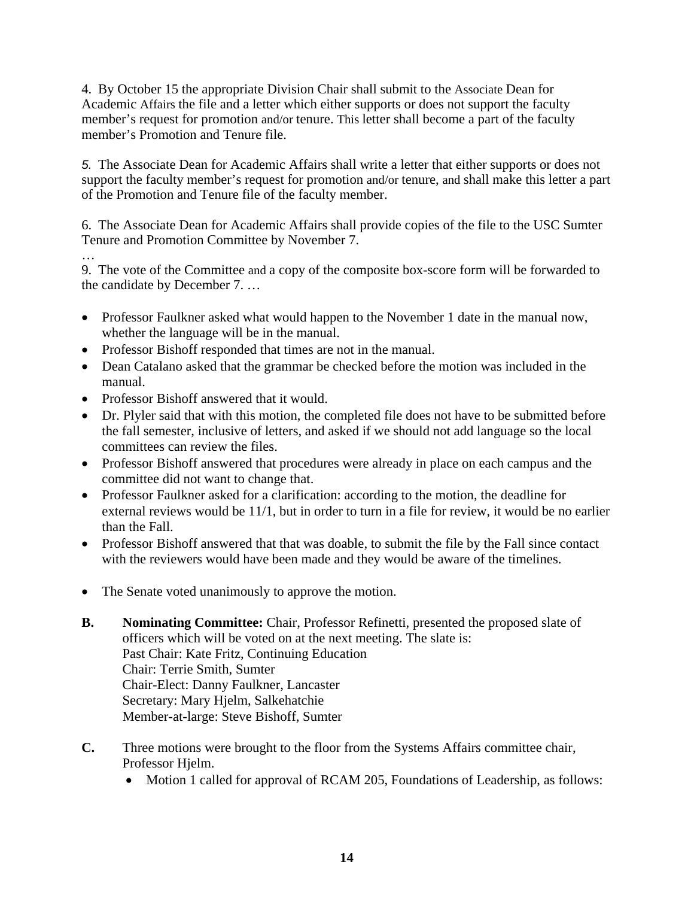4. By October 15 the appropriate Division Chair shall submit to the Associate Dean for Academic Affairs the file and a letter which either supports or does not support the faculty member's request for promotion and/or tenure. This letter shall become a part of the faculty member's Promotion and Tenure file.

*5.* The Associate Dean for Academic Affairs shall write a letter that either supports or does not support the faculty member's request for promotion and/or tenure, and shall make this letter a part of the Promotion and Tenure file of the faculty member.

6. The Associate Dean for Academic Affairs shall provide copies of the file to the USC Sumter Tenure and Promotion Committee by November 7.

…

9. The vote of the Committee and a copy of the composite box-score form will be forwarded to the candidate by December 7. …

- Professor Faulkner asked what would happen to the November 1 date in the manual now, whether the language will be in the manual.
- Professor Bishoff responded that times are not in the manual.
- Dean Catalano asked that the grammar be checked before the motion was included in the manual.
- Professor Bishoff answered that it would.
- Dr. Plyler said that with this motion, the completed file does not have to be submitted before the fall semester, inclusive of letters, and asked if we should not add language so the local committees can review the files.
- Professor Bishoff answered that procedures were already in place on each campus and the committee did not want to change that.
- Professor Faulkner asked for a clarification: according to the motion, the deadline for external reviews would be 11/1, but in order to turn in a file for review, it would be no earlier than the Fall.
- Professor Bishoff answered that that was doable, to submit the file by the Fall since contact with the reviewers would have been made and they would be aware of the timelines.

- The Senate voted unanimously to approve the motion.

**B.** **Nominating Committee:** Chair, Professor Refinetti, presented the proposed slate of officers which will be voted on at the next meeting. The slate is:
Past Chair: Kate Fritz, Continuing Education
Chair: Terrie Smith, Sumter
Chair-Elect: Danny Faulkner, Lancaster
Secretary: Mary Hjelm, Salkehatchie
Member-at-large: Steve Bishoff, Sumter

**C.** Three motions were brought to the floor from the Systems Affairs committee chair, Professor Hjelm.

- Motion 1 called for approval of RCAM 205, Foundations of Leadership, as follows: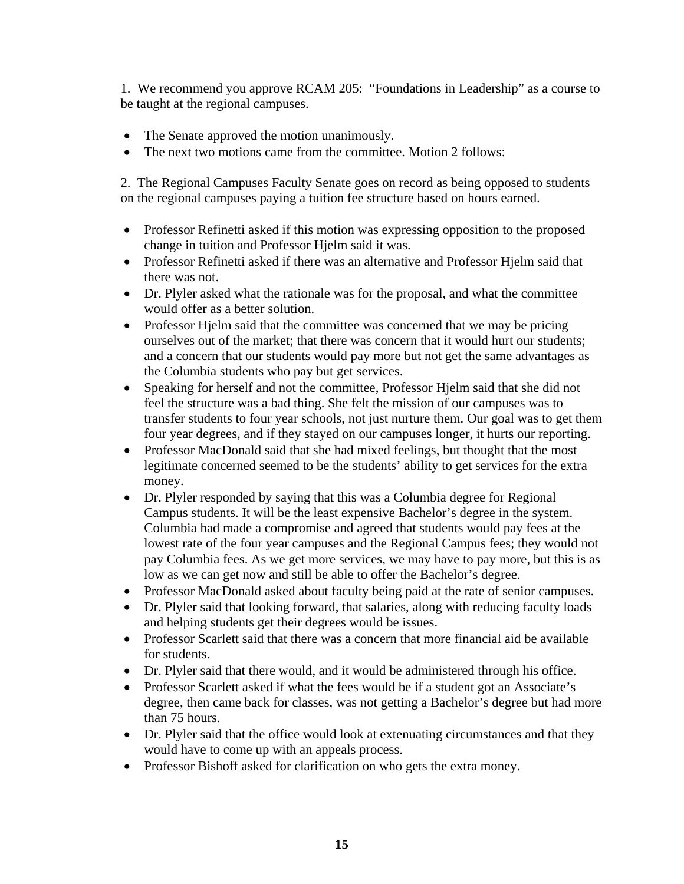1. We recommend you approve RCAM 205: "Foundations in Leadership" as a course to be taught at the regional campuses.

- The Senate approved the motion unanimously.
- The next two motions came from the committee. Motion 2 follows:

2. The Regional Campuses Faculty Senate goes on record as being opposed to students on the regional campuses paying a tuition fee structure based on hours earned.

- Professor Refinetti asked if this motion was expressing opposition to the proposed change in tuition and Professor Hjelm said it was.
- Professor Refinetti asked if there was an alternative and Professor Hjelm said that there was not.
- Dr. Plyler asked what the rationale was for the proposal, and what the committee would offer as a better solution.
- Professor Hjelm said that the committee was concerned that we may be pricing ourselves out of the market; that there was concern that it would hurt our students; and a concern that our students would pay more but not get the same advantages as the Columbia students who pay but get services.
- Speaking for herself and not the committee, Professor Hjelm said that she did not feel the structure was a bad thing. She felt the mission of our campuses was to transfer students to four year schools, not just nurture them. Our goal was to get them four year degrees, and if they stayed on our campuses longer, it hurts our reporting.
- Professor MacDonald said that she had mixed feelings, but thought that the most legitimate concerned seemed to be the students' ability to get services for the extra money.
- Dr. Plyler responded by saying that this was a Columbia degree for Regional Campus students. It will be the least expensive Bachelor's degree in the system. Columbia had made a compromise and agreed that students would pay fees at the lowest rate of the four year campuses and the Regional Campus fees; they would not pay Columbia fees. As we get more services, we may have to pay more, but this is as low as we can get now and still be able to offer the Bachelor's degree.
- Professor MacDonald asked about faculty being paid at the rate of senior campuses.
- Dr. Plyler said that looking forward, that salaries, along with reducing faculty loads and helping students get their degrees would be issues.
- Professor Scarlett said that there was a concern that more financial aid be available for students.
- Dr. Plyler said that there would, and it would be administered through his office.
- Professor Scarlett asked if what the fees would be if a student got an Associate's degree, then came back for classes, was not getting a Bachelor's degree but had more than 75 hours.
- Dr. Plyler said that the office would look at extenuating circumstances and that they would have to come up with an appeals process.
- Professor Bishoff asked for clarification on who gets the extra money.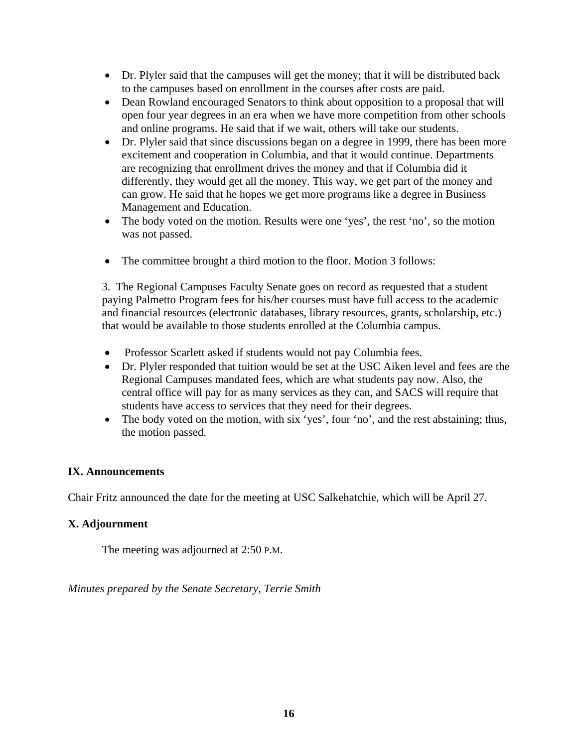- Dr. Plyler said that the campuses will get the money; that it will be distributed back to the campuses based on enrollment in the courses after costs are paid.
- Dean Rowland encouraged Senators to think about opposition to a proposal that will open four year degrees in an era when we have more competition from other schools and online programs. He said that if we wait, others will take our students.
- Dr. Plyler said that since discussions began on a degree in 1999, there has been more excitement and cooperation in Columbia, and that it would continue. Departments are recognizing that enrollment drives the money and that if Columbia did it differently, they would get all the money. This way, we get part of the money and can grow. He said that he hopes we get more programs like a degree in Business Management and Education.
- The body voted on the motion. Results were one 'yes', the rest 'no', so the motion was not passed.

- The committee brought a third motion to the floor. Motion 3 follows:

3. The Regional Campuses Faculty Senate goes on record as requested that a student paying Palmetto Program fees for his/her courses must have full access to the academic and financial resources (electronic databases, library resources, grants, scholarship, etc.) that would be available to those students enrolled at the Columbia campus.

- Professor Scarlett asked if students would not pay Columbia fees.
- Dr. Plyler responded that tuition would be set at the USC Aiken level and fees are the Regional Campuses mandated fees, which are what students pay now. Also, the central office will pay for as many services as they can, and SACS will require that students have access to services that they need for their degrees.
- The body voted on the motion, with six 'yes', four 'no', and the rest abstaining; thus, the motion passed.

**IX. Announcements**

Chair Fritz announced the date for the meeting at USC Salkehatchie, which will be April 27.

**X. Adjournment**

The meeting was adjourned at 2:50 P.M.

*Minutes prepared by the Senate Secretary, Terrie Smith*